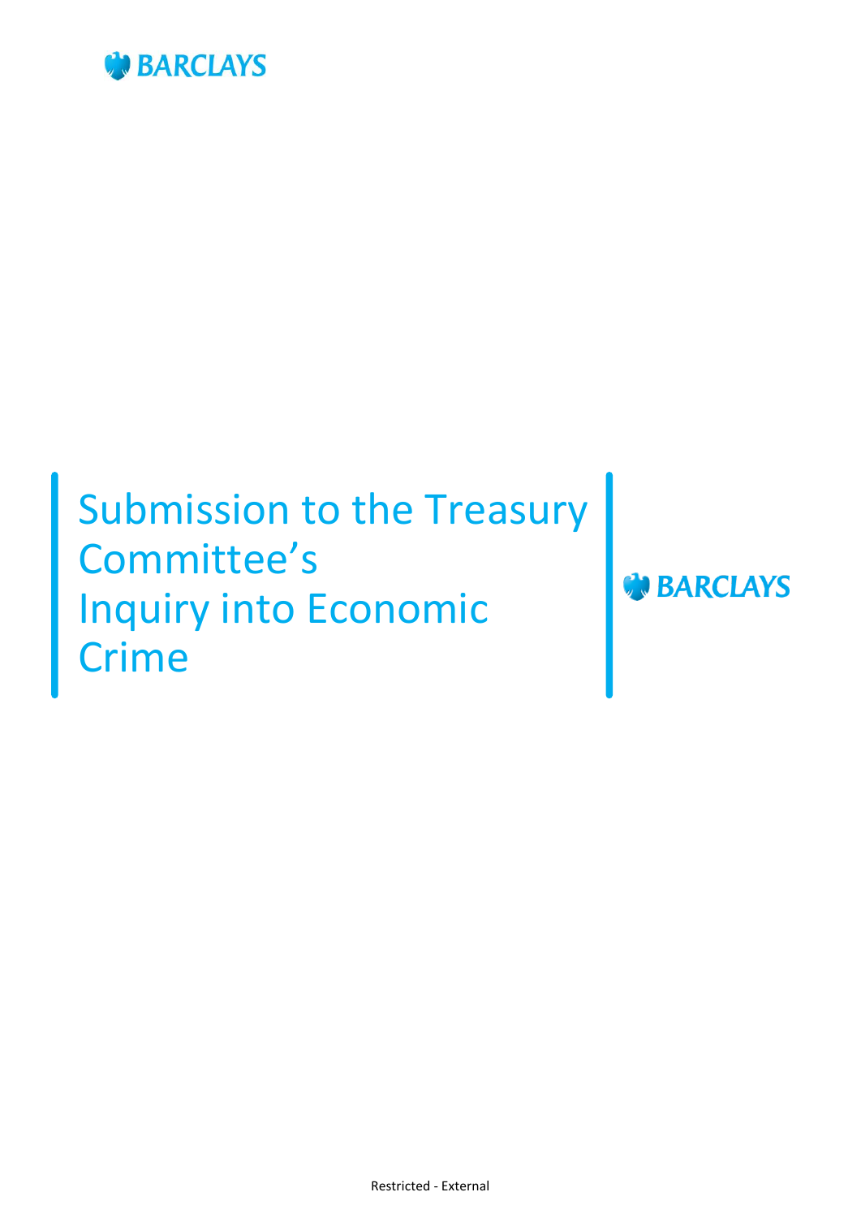BARCLAYS

# Submission to the Treasury Committee's Inquiry into Economic Crime

BARCLAYS

Restricted - External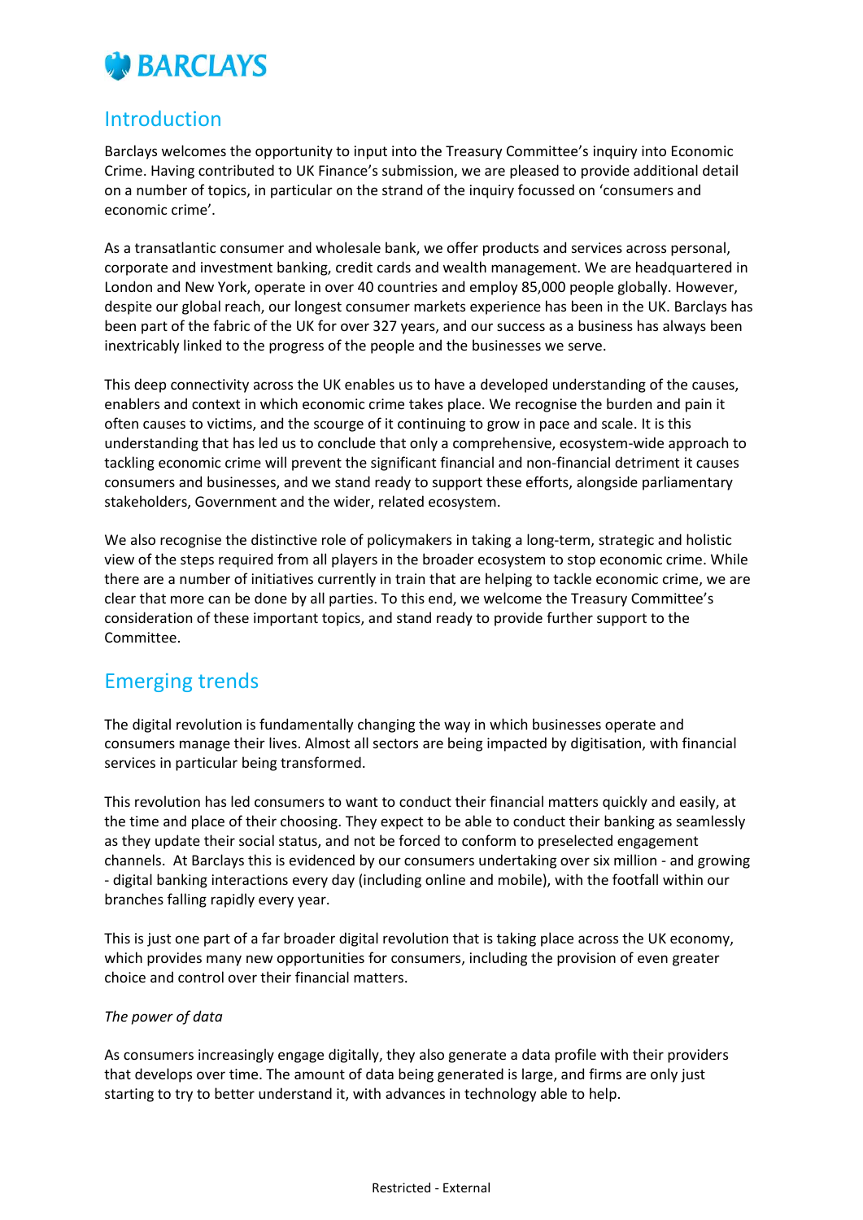## Introduction

Barclays welcomes the opportunity to input into the Treasury Committee's inquiry into Economic Crime. Having contributed to UK Finance's submission, we are pleased to provide additional detail on a number of topics, in particular on the strand of the inquiry focussed on 'consumers and economic crime'.

As a transatlantic consumer and wholesale bank, we offer products and services across personal, corporate and investment banking, credit cards and wealth management. We are headquartered in London and New York, operate in over 40 countries and employ 85,000 people globally. However, despite our global reach, our longest consumer markets experience has been in the UK. Barclays has been part of the fabric of the UK for over 327 years, and our success as a business has always been inextricably linked to the progress of the people and the businesses we serve.

This deep connectivity across the UK enables us to have a developed understanding of the causes, enablers and context in which economic crime takes place. We recognise the burden and pain it often causes to victims, and the scourge of it continuing to grow in pace and scale. It is this understanding that has led us to conclude that only a comprehensive, ecosystem-wide approach to tackling economic crime will prevent the significant financial and non-financial detriment it causes consumers and businesses, and we stand ready to support these efforts, alongside parliamentary stakeholders, Government and the wider, related ecosystem.

We also recognise the distinctive role of policymakers in taking a long-term, strategic and holistic view of the steps required from all players in the broader ecosystem to stop economic crime. While there are a number of initiatives currently in train that are helping to tackle economic crime, we are clear that more can be done by all parties. To this end, we welcome the Treasury Committee's consideration of these important topics, and stand ready to provide further support to the Committee.

## Emerging trends

The digital revolution is fundamentally changing the way in which businesses operate and consumers manage their lives. Almost all sectors are being impacted by digitisation, with financial services in particular being transformed.

This revolution has led consumers to want to conduct their financial matters quickly and easily, at the time and place of their choosing. They expect to be able to conduct their banking as seamlessly as they update their social status, and not be forced to conform to preselected engagement channels. At Barclays this is evidenced by our consumers undertaking over six million - and growing - digital banking interactions every day (including online and mobile), with the footfall within our branches falling rapidly every year.

This is just one part of a far broader digital revolution that is taking place across the UK economy, which provides many new opportunities for consumers, including the provision of even greater choice and control over their financial matters.

*The power of data*

As consumers increasingly engage digitally, they also generate a data profile with their providers that develops over time. The amount of data being generated is large, and firms are only just starting to try to better understand it, with advances in technology able to help.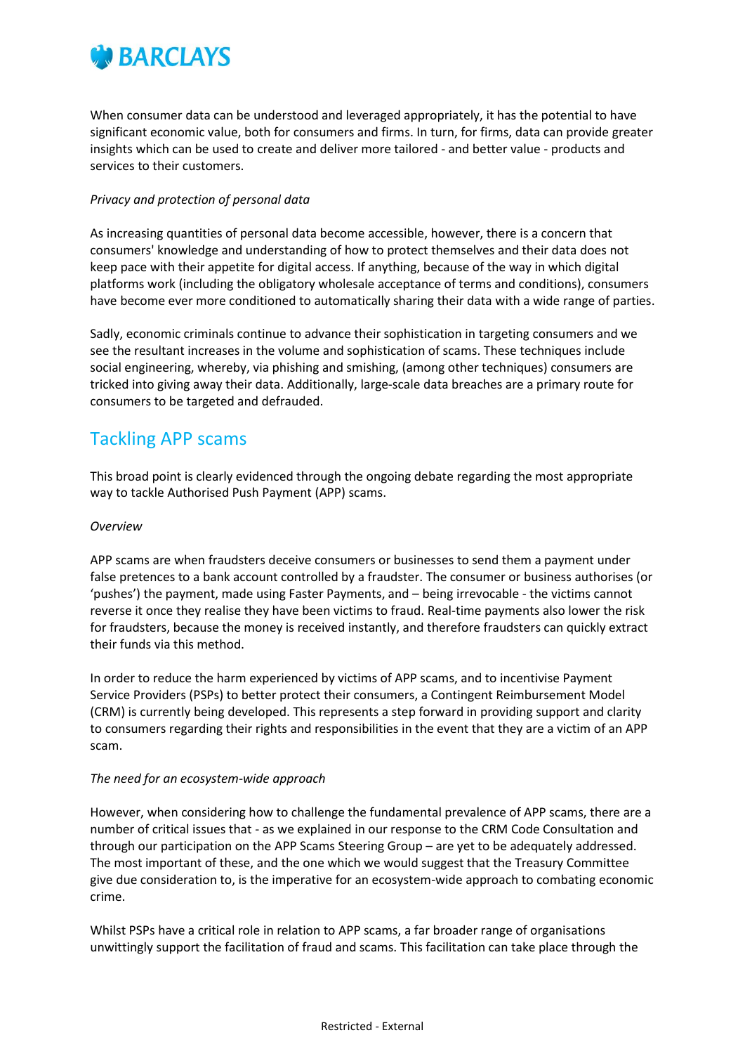When consumer data can be understood and leveraged appropriately, it has the potential to have significant economic value, both for consumers and firms. In turn, for firms, data can provide greater insights which can be used to create and deliver more tailored - and better value - products and services to their customers.

*Privacy and protection of personal data*

As increasing quantities of personal data become accessible, however, there is a concern that consumers' knowledge and understanding of how to protect themselves and their data does not keep pace with their appetite for digital access. If anything, because of the way in which digital platforms work (including the obligatory wholesale acceptance of terms and conditions), consumers have become ever more conditioned to automatically sharing their data with a wide range of parties.

Sadly, economic criminals continue to advance their sophistication in targeting consumers and we see the resultant increases in the volume and sophistication of scams. These techniques include social engineering, whereby, via phishing and smishing, (among other techniques) consumers are tricked into giving away their data. Additionally, large-scale data breaches are a primary route for consumers to be targeted and defrauded.

## Tackling APP scams

This broad point is clearly evidenced through the ongoing debate regarding the most appropriate way to tackle Authorised Push Payment (APP) scams.

*Overview*

APP scams are when fraudsters deceive consumers or businesses to send them a payment under false pretences to a bank account controlled by a fraudster. The consumer or business authorises (or 'pushes') the payment, made using Faster Payments, and – being irrevocable - the victims cannot reverse it once they realise they have been victims to fraud. Real-time payments also lower the risk for fraudsters, because the money is received instantly, and therefore fraudsters can quickly extract their funds via this method.

In order to reduce the harm experienced by victims of APP scams, and to incentivise Payment Service Providers (PSPs) to better protect their consumers, a Contingent Reimbursement Model (CRM) is currently being developed. This represents a step forward in providing support and clarity to consumers regarding their rights and responsibilities in the event that they are a victim of an APP scam.

*The need for an ecosystem-wide approach*

However, when considering how to challenge the fundamental prevalence of APP scams, there are a number of critical issues that - as we explained in our response to the CRM Code Consultation and through our participation on the APP Scams Steering Group – are yet to be adequately addressed. The most important of these, and the one which we would suggest that the Treasury Committee give due consideration to, is the imperative for an ecosystem-wide approach to combating economic crime.

Whilst PSPs have a critical role in relation to APP scams, a far broader range of organisations unwittingly support the facilitation of fraud and scams. This facilitation can take place through the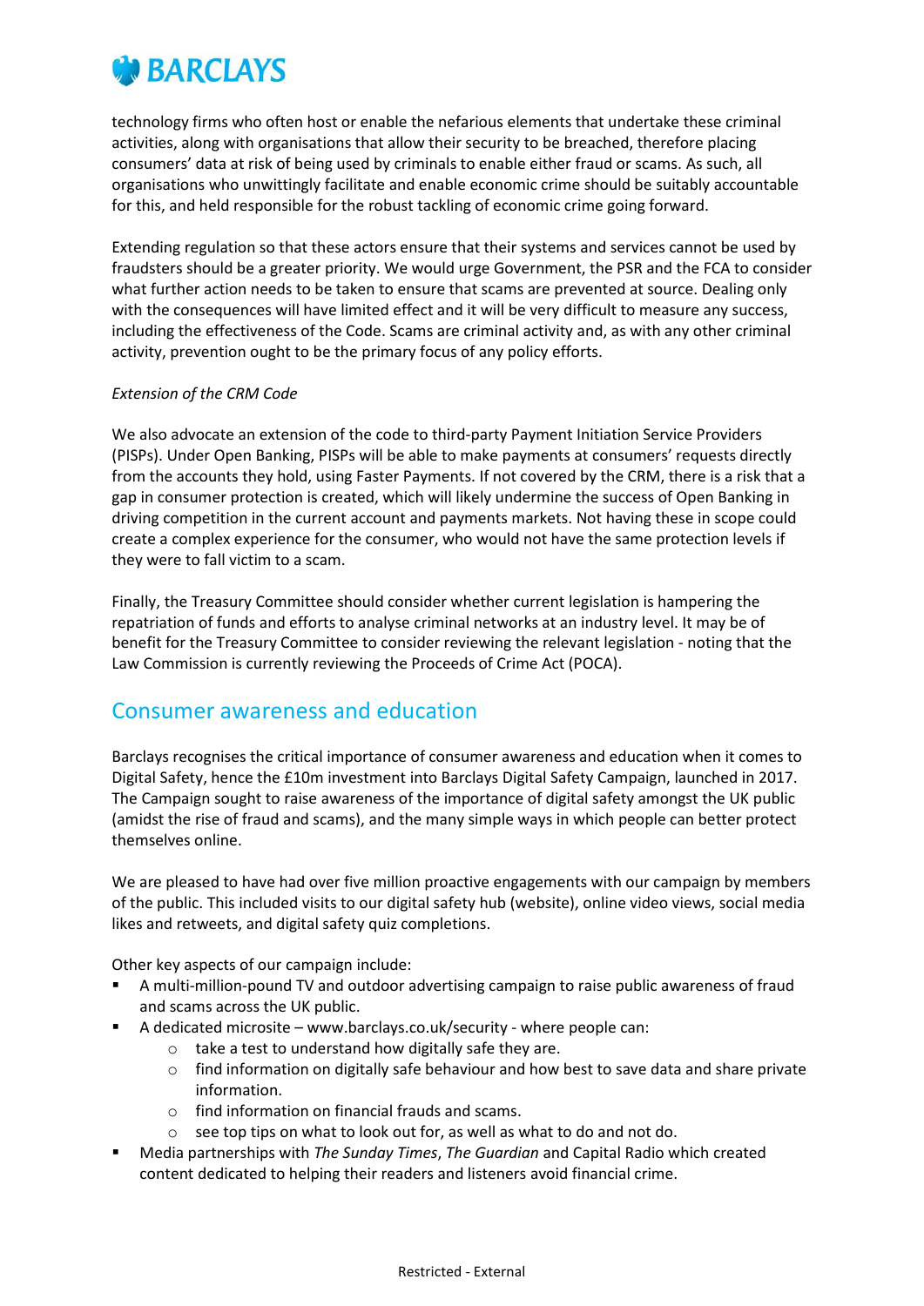technology firms who often host or enable the nefarious elements that undertake these criminal activities, along with organisations that allow their security to be breached, therefore placing consumers' data at risk of being used by criminals to enable either fraud or scams. As such, all organisations who unwittingly facilitate and enable economic crime should be suitably accountable for this, and held responsible for the robust tackling of economic crime going forward.

Extending regulation so that these actors ensure that their systems and services cannot be used by fraudsters should be a greater priority. We would urge Government, the PSR and the FCA to consider what further action needs to be taken to ensure that scams are prevented at source. Dealing only with the consequences will have limited effect and it will be very difficult to measure any success, including the effectiveness of the Code. Scams are criminal activity and, as with any other criminal activity, prevention ought to be the primary focus of any policy efforts.

*Extension of the CRM Code*

We also advocate an extension of the code to third-party Payment Initiation Service Providers (PISPs). Under Open Banking, PISPs will be able to make payments at consumers' requests directly from the accounts they hold, using Faster Payments. If not covered by the CRM, there is a risk that a gap in consumer protection is created, which will likely undermine the success of Open Banking in driving competition in the current account and payments markets. Not having these in scope could create a complex experience for the consumer, who would not have the same protection levels if they were to fall victim to a scam.

Finally, the Treasury Committee should consider whether current legislation is hampering the repatriation of funds and efforts to analyse criminal networks at an industry level. It may be of benefit for the Treasury Committee to consider reviewing the relevant legislation - noting that the Law Commission is currently reviewing the Proceeds of Crime Act (POCA).

## Consumer awareness and education

Barclays recognises the critical importance of consumer awareness and education when it comes to Digital Safety, hence the £10m investment into Barclays Digital Safety Campaign, launched in 2017. The Campaign sought to raise awareness of the importance of digital safety amongst the UK public (amidst the rise of fraud and scams), and the many simple ways in which people can better protect themselves online.

We are pleased to have had over five million proactive engagements with our campaign by members of the public. This included visits to our digital safety hub (website), online video views, social media likes and retweets, and digital safety quiz completions.

Other key aspects of our campaign include:

- A multi-million-pound TV and outdoor advertising campaign to raise public awareness of fraud and scams across the UK public.
- A dedicated microsite – www.barclays.co.uk/security - where people can:
  - take a test to understand how digitally safe they are.
  - find information on digitally safe behaviour and how best to save data and share private information.
  - find information on financial frauds and scams.
  - see top tips on what to look out for, as well as what to do and not do.
- Media partnerships with *The Sunday Times*, *The Guardian* and Capital Radio which created content dedicated to helping their readers and listeners avoid financial crime.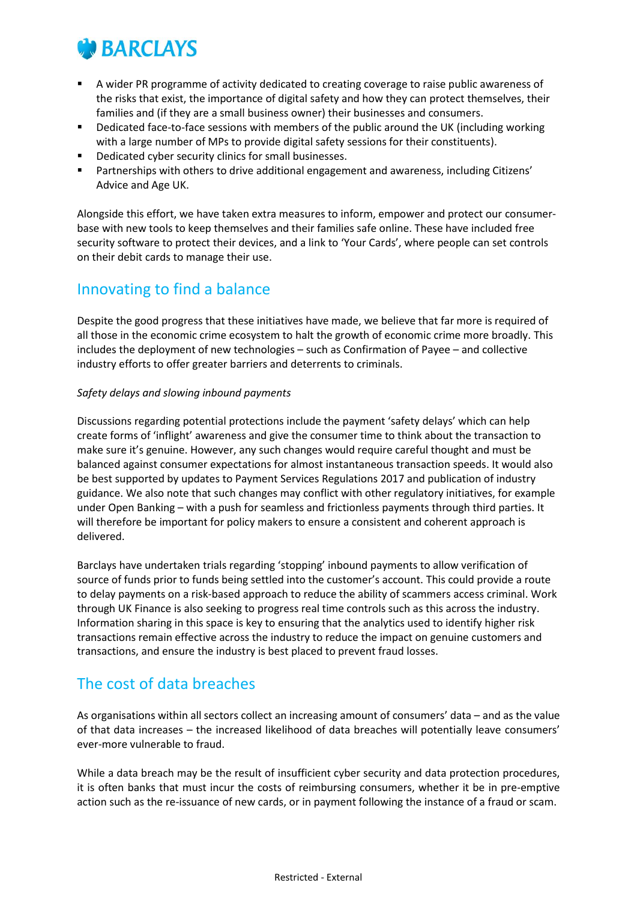- A wider PR programme of activity dedicated to creating coverage to raise public awareness of the risks that exist, the importance of digital safety and how they can protect themselves, their families and (if they are a small business owner) their businesses and consumers.
- Dedicated face-to-face sessions with members of the public around the UK (including working with a large number of MPs to provide digital safety sessions for their constituents).
- Dedicated cyber security clinics for small businesses.
- Partnerships with others to drive additional engagement and awareness, including Citizens' Advice and Age UK.

Alongside this effort, we have taken extra measures to inform, empower and protect our consumer-base with new tools to keep themselves and their families safe online. These have included free security software to protect their devices, and a link to 'Your Cards', where people can set controls on their debit cards to manage their use.

## Innovating to find a balance

Despite the good progress that these initiatives have made, we believe that far more is required of all those in the economic crime ecosystem to halt the growth of economic crime more broadly. This includes the deployment of new technologies – such as Confirmation of Payee – and collective industry efforts to offer greater barriers and deterrents to criminals.

*Safety delays and slowing inbound payments*

Discussions regarding potential protections include the payment 'safety delays' which can help create forms of 'inflight' awareness and give the consumer time to think about the transaction to make sure it's genuine. However, any such changes would require careful thought and must be balanced against consumer expectations for almost instantaneous transaction speeds. It would also be best supported by updates to Payment Services Regulations 2017 and publication of industry guidance. We also note that such changes may conflict with other regulatory initiatives, for example under Open Banking – with a push for seamless and frictionless payments through third parties. It will therefore be important for policy makers to ensure a consistent and coherent approach is delivered.

Barclays have undertaken trials regarding 'stopping' inbound payments to allow verification of source of funds prior to funds being settled into the customer's account. This could provide a route to delay payments on a risk-based approach to reduce the ability of scammers access criminal. Work through UK Finance is also seeking to progress real time controls such as this across the industry. Information sharing in this space is key to ensuring that the analytics used to identify higher risk transactions remain effective across the industry to reduce the impact on genuine customers and transactions, and ensure the industry is best placed to prevent fraud losses.

## The cost of data breaches

As organisations within all sectors collect an increasing amount of consumers' data – and as the value of that data increases – the increased likelihood of data breaches will potentially leave consumers' ever-more vulnerable to fraud.

While a data breach may be the result of insufficient cyber security and data protection procedures, it is often banks that must incur the costs of reimbursing consumers, whether it be in pre-emptive action such as the re-issuance of new cards, or in payment following the instance of a fraud or scam.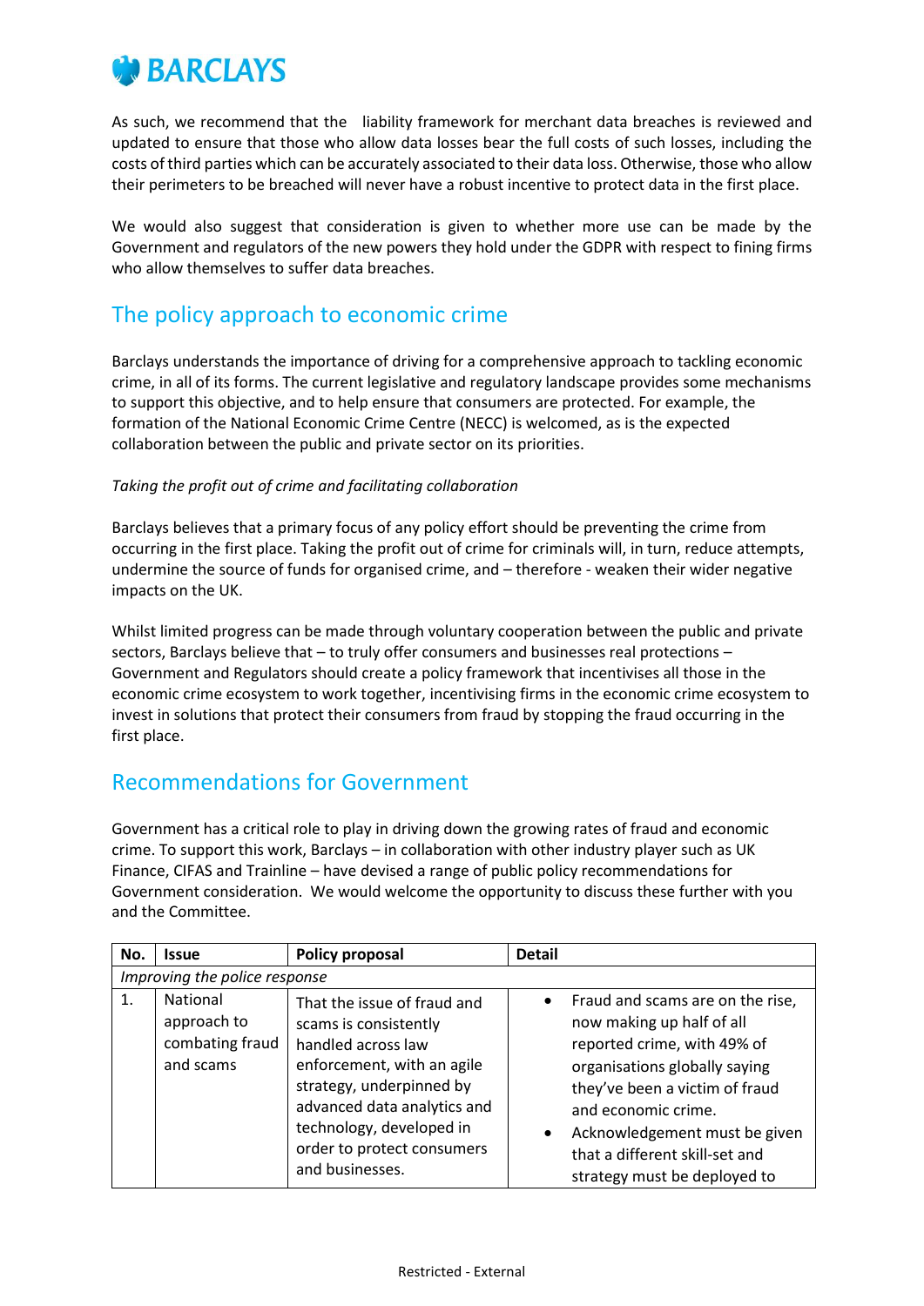As such, we recommend that the liability framework for merchant data breaches is reviewed and updated to ensure that those who allow data losses bear the full costs of such losses, including the costs of third parties which can be accurately associated to their data loss. Otherwise, those who allow their perimeters to be breached will never have a robust incentive to protect data in the first place.

We would also suggest that consideration is given to whether more use can be made by the Government and regulators of the new powers they hold under the GDPR with respect to fining firms who allow themselves to suffer data breaches.

## The policy approach to economic crime

Barclays understands the importance of driving for a comprehensive approach to tackling economic crime, in all of its forms. The current legislative and regulatory landscape provides some mechanisms to support this objective, and to help ensure that consumers are protected. For example, the formation of the National Economic Crime Centre (NECC) is welcomed, as is the expected collaboration between the public and private sector on its priorities.

*Taking the profit out of crime and facilitating collaboration*

Barclays believes that a primary focus of any policy effort should be preventing the crime from occurring in the first place. Taking the profit out of crime for criminals will, in turn, reduce attempts, undermine the source of funds for organised crime, and – therefore - weaken their wider negative impacts on the UK.

Whilst limited progress can be made through voluntary cooperation between the public and private sectors, Barclays believe that – to truly offer consumers and businesses real protections – Government and Regulators should create a policy framework that incentivises all those in the economic crime ecosystem to work together, incentivising firms in the economic crime ecosystem to invest in solutions that protect their consumers from fraud by stopping the fraud occurring in the first place.

## Recommendations for Government

Government has a critical role to play in driving down the growing rates of fraud and economic crime. To support this work, Barclays – in collaboration with other industry player such as UK Finance, CIFAS and Trainline – have devised a range of public policy recommendations for Government consideration. We would welcome the opportunity to discuss these further with you and the Committee.

| No. | Issue | Policy proposal | Detail |
|---|---|---|---|
| *Improving the police response* | | | |
| 1. | National approach to combating fraud and scams | That the issue of fraud and scams is consistently handled across law enforcement, with an agile strategy, underpinned by advanced data analytics and technology, developed in order to protect consumers and businesses. | • Fraud and scams are on the rise, now making up half of all reported crime, with 49% of organisations globally saying they've been a victim of fraud and economic crime.<br>• Acknowledgement must be given that a different skill-set and strategy must be deployed to |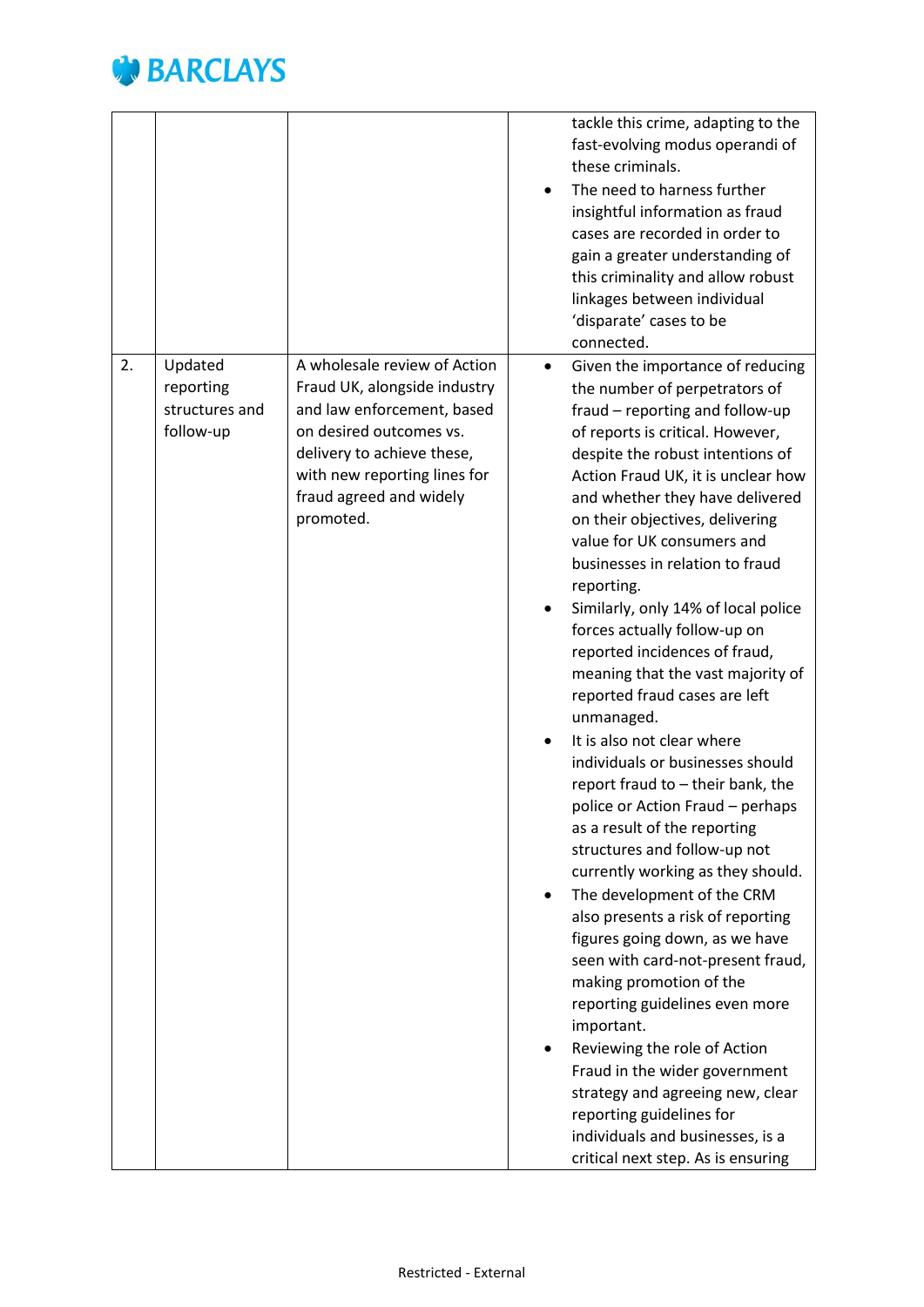| | | | |
|---|---|---|---|
| | | | tackle this crime, adapting to the fast-evolving modus operandi of these criminals. <br>• The need to harness further insightful information as fraud cases are recorded in order to gain a greater understanding of this criminality and allow robust linkages between individual 'disparate' cases to be connected. |
| 2. | Updated reporting structures and follow-up | A wholesale review of Action Fraud UK, alongside industry and law enforcement, based on desired outcomes vs. delivery to achieve these, with new reporting lines for fraud agreed and widely promoted. | • Given the importance of reducing the number of perpetrators of fraud – reporting and follow-up of reports is critical. However, despite the robust intentions of Action Fraud UK, it is unclear how and whether they have delivered on their objectives, delivering value for UK consumers and businesses in relation to fraud reporting. <br>• Similarly, only 14% of local police forces actually follow-up on reported incidences of fraud, meaning that the vast majority of reported fraud cases are left unmanaged. <br>• It is also not clear where individuals or businesses should report fraud to – their bank, the police or Action Fraud – perhaps as a result of the reporting structures and follow-up not currently working as they should. <br>• The development of the CRM also presents a risk of reporting figures going down, as we have seen with card-not-present fraud, making promotion of the reporting guidelines even more important. <br>• Reviewing the role of Action Fraud in the wider government strategy and agreeing new, clear reporting guidelines for individuals and businesses, is a critical next step. As is ensuring |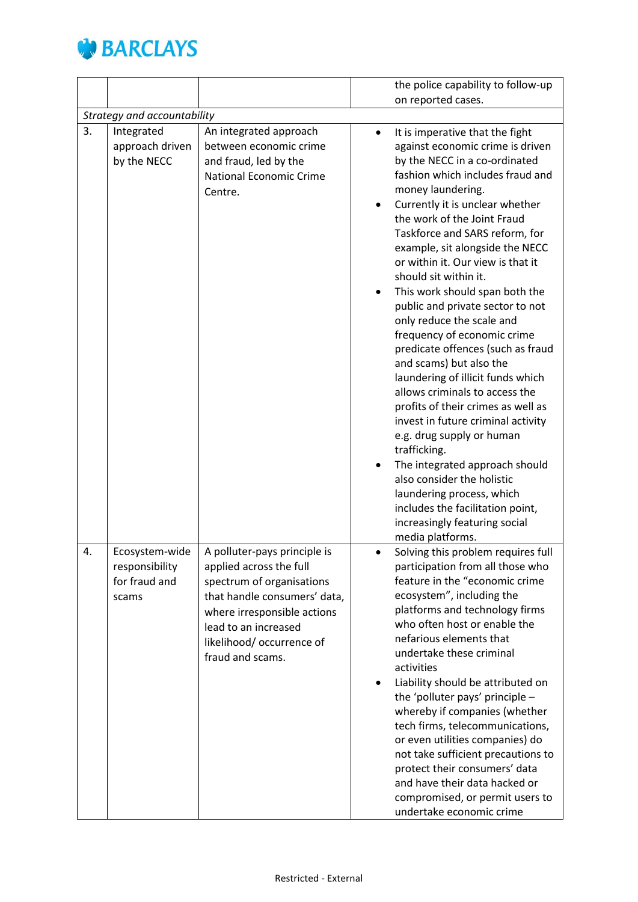| | | | |
|---|---|---|---|
| | | | the police capability to follow-up on reported cases. |
| *Strategy and accountability* | | | |
| 3. | Integrated approach driven by the NECC | An integrated approach between economic crime and fraud, led by the National Economic Crime Centre. | • It is imperative that the fight against economic crime is driven by the NECC in a co-ordinated fashion which includes fraud and money laundering.<br>• Currently it is unclear whether the work of the Joint Fraud Taskforce and SARS reform, for example, sit alongside the NECC or within it. Our view is that it should sit within it.<br>• This work should span both the public and private sector to not only reduce the scale and frequency of economic crime predicate offences (such as fraud and scams) but also the laundering of illicit funds which allows criminals to access the profits of their crimes as well as invest in future criminal activity e.g. drug supply or human trafficking.<br>• The integrated approach should also consider the holistic laundering process, which includes the facilitation point, increasingly featuring social media platforms. |
| 4. | Ecosystem-wide responsibility for fraud and scams | A polluter-pays principle is applied across the full spectrum of organisations that handle consumers' data, where irresponsible actions lead to an increased likelihood/ occurrence of fraud and scams. | • Solving this problem requires full participation from all those who feature in the "economic crime ecosystem", including the platforms and technology firms who often host or enable the nefarious elements that undertake these criminal activities<br>• Liability should be attributed on the 'polluter pays' principle – whereby if companies (whether tech firms, telecommunications, or even utilities companies) do not take sufficient precautions to protect their consumers' data and have their data hacked or compromised, or permit users to undertake economic crime |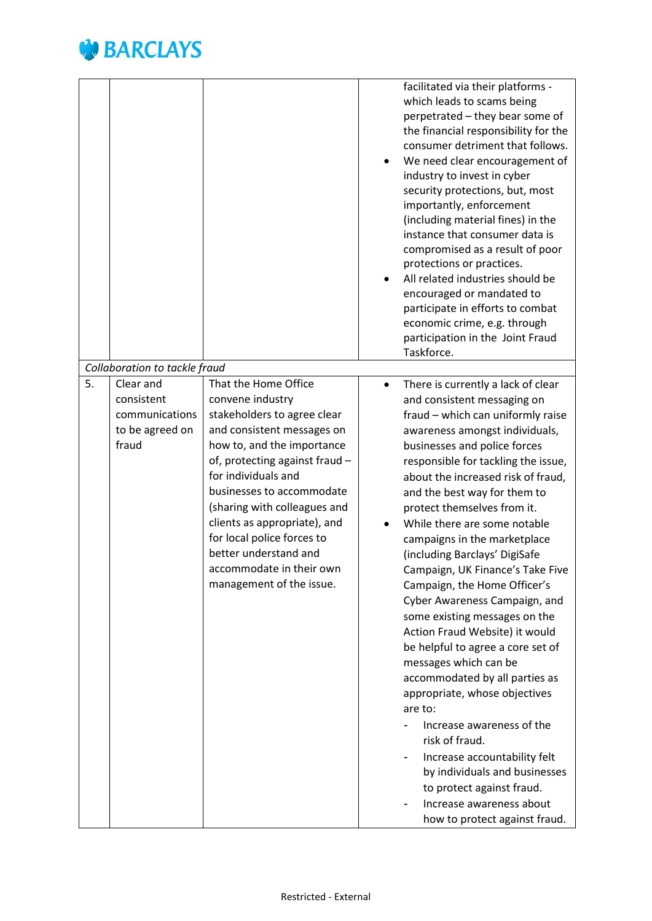| | | | |
|---|---|---|---|
| | | | facilitated via their platforms - which leads to scams being perpetrated – they bear some of the financial responsibility for the consumer detriment that follows.<br>• We need clear encouragement of industry to invest in cyber security protections, but, most importantly, enforcement (including material fines) in the instance that consumer data is compromised as a result of poor protections or practices.<br>• All related industries should be encouraged or mandated to participate in efforts to combat economic crime, e.g. through participation in the Joint Fraud Taskforce. |
| *Collaboration to tackle fraud* | | | |
| 5. | Clear and consistent communications to be agreed on fraud | That the Home Office convene industry stakeholders to agree clear and consistent messages on how to, and the importance of, protecting against fraud – for individuals and businesses to accommodate (sharing with colleagues and clients as appropriate), and for local police forces to better understand and accommodate in their own management of the issue. | • There is currently a lack of clear and consistent messaging on fraud – which can uniformly raise awareness amongst individuals, businesses and police forces responsible for tackling the issue, about the increased risk of fraud, and the best way for them to protect themselves from it.<br>• While there are some notable campaigns in the marketplace (including Barclays' DigiSafe Campaign, UK Finance's Take Five Campaign, the Home Officer's Cyber Awareness Campaign, and some existing messages on the Action Fraud Website) it would be helpful to agree a core set of messages which can be accommodated by all parties as appropriate, whose objectives are to:<br>- Increase awareness of the risk of fraud.<br>- Increase accountability felt by individuals and businesses to protect against fraud.<br>- Increase awareness about how to protect against fraud. |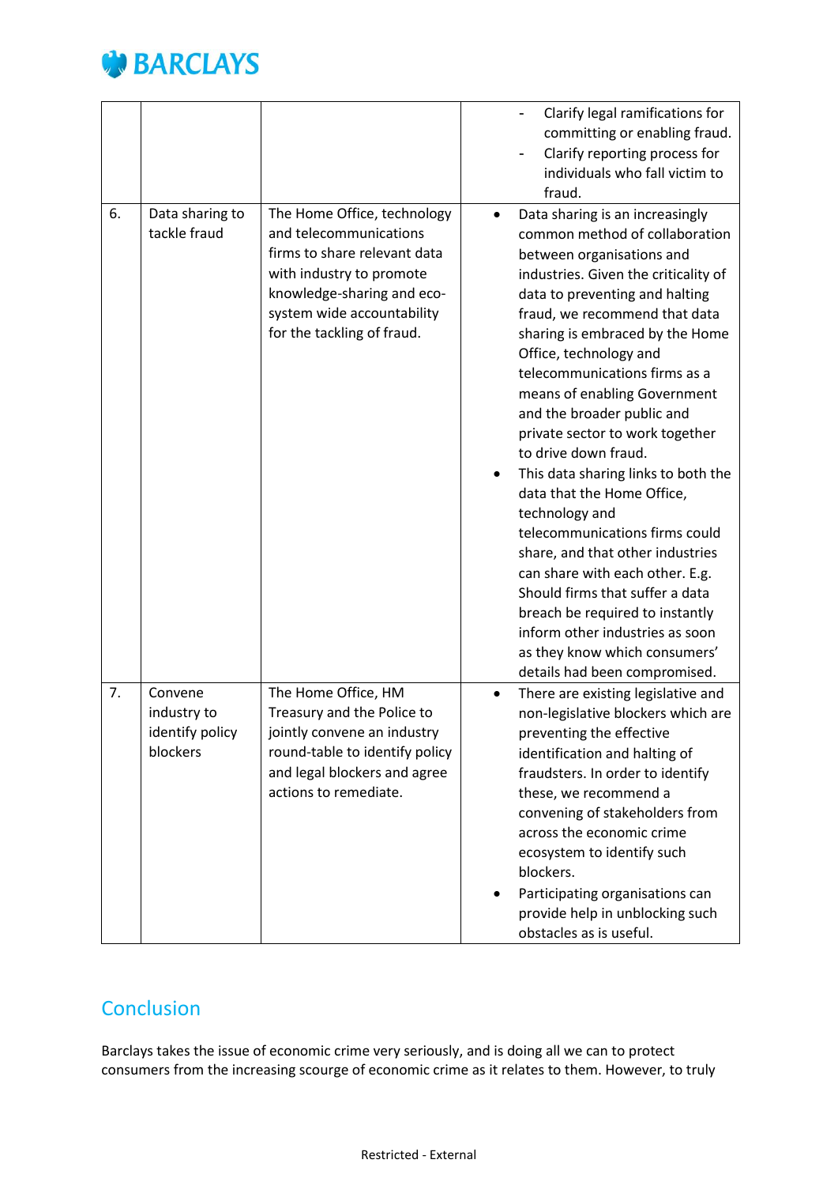| | | | |
|---|---|---|---|
| | | | - Clarify legal ramifications for committing or enabling fraud.<br>- Clarify reporting process for individuals who fall victim to fraud. |
| 6. | Data sharing to tackle fraud | The Home Office, technology and telecommunications firms to share relevant data with industry to promote knowledge-sharing and eco-system wide accountability for the tackling of fraud. | • Data sharing is an increasingly common method of collaboration between organisations and industries. Given the criticality of data to preventing and halting fraud, we recommend that data sharing is embraced by the Home Office, technology and telecommunications firms as a means of enabling Government and the broader public and private sector to work together to drive down fraud.<br>• This data sharing links to both the data that the Home Office, technology and telecommunications firms could share, and that other industries can share with each other. E.g. Should firms that suffer a data breach be required to instantly inform other industries as soon as they know which consumers' details had been compromised. |
| 7. | Convene industry to identify policy blockers | The Home Office, HM Treasury and the Police to jointly convene an industry round-table to identify policy and legal blockers and agree actions to remediate. | • There are existing legislative and non-legislative blockers which are preventing the effective identification and halting of fraudsters. In order to identify these, we recommend a convening of stakeholders from across the economic crime ecosystem to identify such blockers.<br>• Participating organisations can provide help in unblocking such obstacles as is useful. |

## Conclusion

Barclays takes the issue of economic crime very seriously, and is doing all we can to protect consumers from the increasing scourge of economic crime as it relates to them. However, to truly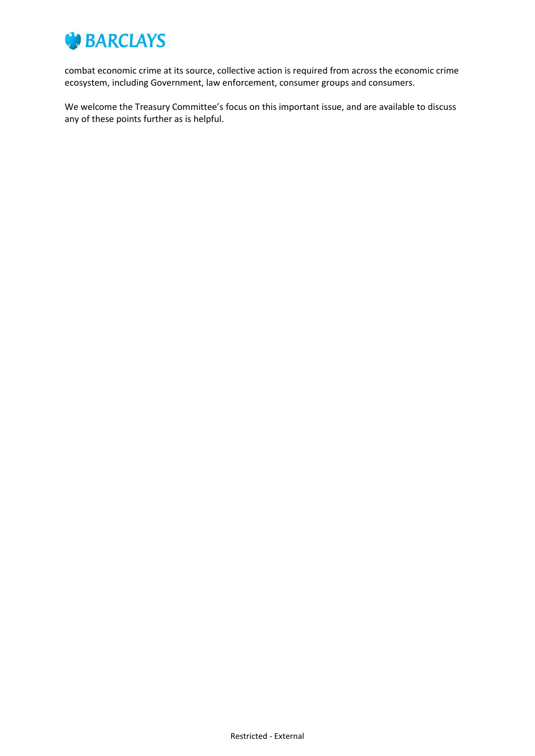combat economic crime at its source, collective action is required from across the economic crime ecosystem, including Government, law enforcement, consumer groups and consumers.

We welcome the Treasury Committee's focus on this important issue, and are available to discuss any of these points further as is helpful.